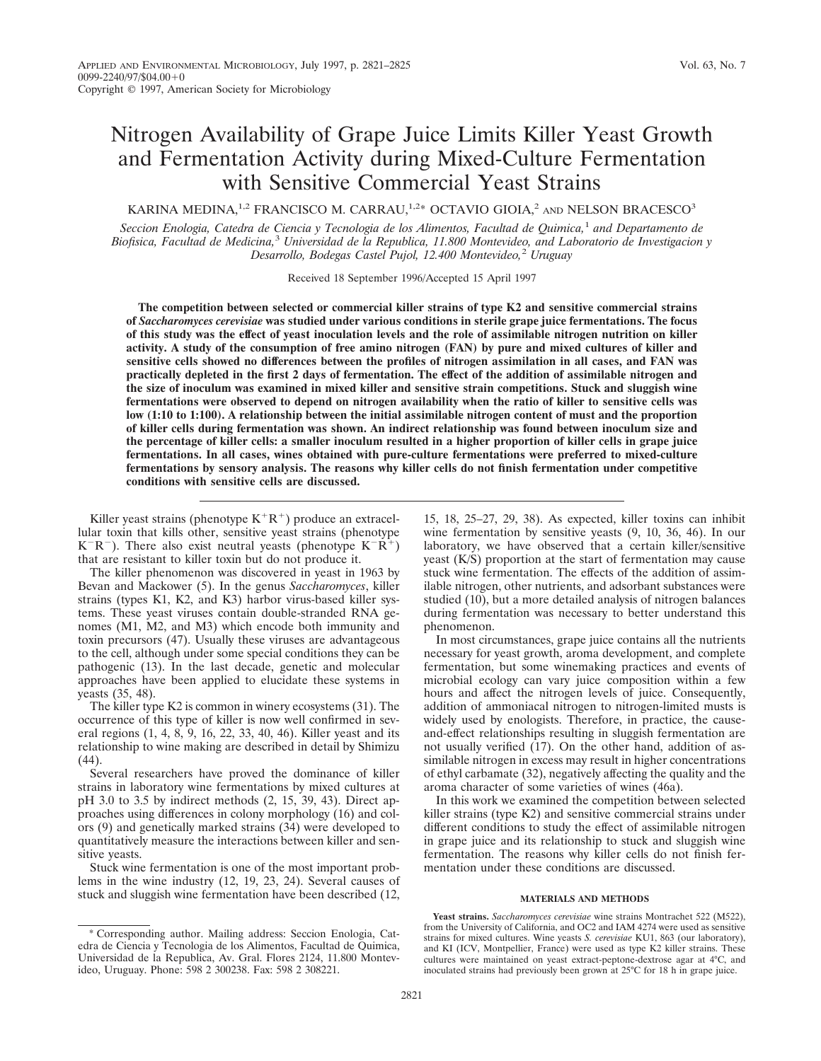# Nitrogen Availability of Grape Juice Limits Killer Yeast Growth and Fermentation Activity during Mixed-Culture Fermentation with Sensitive Commercial Yeast Strains

KARINA MEDINA,[1,2] FRANCISCO M. CARRAU,[1,2]* OCTAVIO GIOIA,[2] AND NELSON BRACESCO[3]

*Seccion Enologia, Catedra de Ciencia y Tecnologia de los Alimentos, Facultad de Quimica,*[1] *and Departamento de Biofisica, Facultad de Medicina,*[3] *Universidad de la Republica, 11.800 Montevideo, and Laboratorio de Investigacion y Desarrollo, Bodegas Castel Pujol, 12.400 Montevideo,*[2] *Uruguay*

Received 18 September 1996/Accepted 15 April 1997

**The competition between selected or commercial killer strains of type K2 and sensitive commercial strains of *Saccharomyces cerevisiae* was studied under various conditions in sterile grape juice fermentations. The focus of this study was the effect of yeast inoculation levels and the role of assimilable nitrogen nutrition on killer activity. A study of the consumption of free amino nitrogen (FAN) by pure and mixed cultures of killer and sensitive cells showed no differences between the profiles of nitrogen assimilation in all cases, and FAN was practically depleted in the first 2 days of fermentation. The effect of the addition of assimilable nitrogen and the size of inoculum was examined in mixed killer and sensitive strain competitions. Stuck and sluggish wine fermentations were observed to depend on nitrogen availability when the ratio of killer to sensitive cells was low (1:10 to 1:100). A relationship between the initial assimilable nitrogen content of must and the proportion of killer cells during fermentation was shown. An indirect relationship was found between inoculum size and the percentage of killer cells: a smaller inoculum resulted in a higher proportion of killer cells in grape juice fermentations. In all cases, wines obtained with pure-culture fermentations were preferred to mixed-culture fermentations by sensory analysis. The reasons why killer cells do not finish fermentation under competitive conditions with sensitive cells are discussed.**

Killer yeast strains (phenotype $K^+R^+$) produce an extracellular toxin that kills other, sensitive yeast strains (phenotype $K^-R^-$). There also exist neutral yeasts (phenotype $K^-R^+$) that are resistant to killer toxin but do not produce it.

The killer phenomenon was discovered in yeast in 1963 by Bevan and Mackower (5). In the genus *Saccharomyces*, killer strains (types K1, K2, and K3) harbor virus-based killer systems. These yeast viruses contain double-stranded RNA genomes (M1, M2, and M3) which encode both immunity and toxin precursors (47). Usually these viruses are advantageous to the cell, although under some special conditions they can be pathogenic (13). In the last decade, genetic and molecular approaches have been applied to elucidate these systems in yeasts (35, 48).

The killer type K2 is common in winery ecosystems (31). The occurrence of this type of killer is now well confirmed in several regions (1, 4, 8, 9, 16, 22, 33, 40, 46). Killer yeast and its relationship to wine making are described in detail by Shimizu (44).

Several researchers have proved the dominance of killer strains in laboratory wine fermentations by mixed cultures at pH 3.0 to 3.5 by indirect methods (2, 15, 39, 43). Direct approaches using differences in colony morphology (16) and colors (9) and genetically marked strains (34) were developed to quantitatively measure the interactions between killer and sensitive yeasts.

Stuck wine fermentation is one of the most important problems in the wine industry (12, 19, 23, 24). Several causes of stuck and sluggish wine fermentation have been described (12, 15, 18, 25–27, 29, 38). As expected, killer toxins can inhibit wine fermentation by sensitive yeasts (9, 10, 36, 46). In our laboratory, we have observed that a certain killer/sensitive yeast (K/S) proportion at the start of fermentation may cause stuck wine fermentation. The effects of the addition of assimilable nitrogen, other nutrients, and adsorbant substances were studied (10), but a more detailed analysis of nitrogen balances during fermentation was necessary to better understand this phenomenon.

In most circumstances, grape juice contains all the nutrients necessary for yeast growth, aroma development, and complete fermentation, but some winemaking practices and events of microbial ecology can vary juice composition within a few hours and affect the nitrogen levels of juice. Consequently, addition of ammoniacal nitrogen to nitrogen-limited musts is widely used by enologists. Therefore, in practice, the cause-and-effect relationships resulting in sluggish fermentation are not usually verified (17). On the other hand, addition of assimilable nitrogen in excess may result in higher concentrations of ethyl carbamate (32), negatively affecting the quality and the aroma character of some varieties of wines (46a).

In this work we examined the competition between selected killer strains (type K2) and sensitive commercial strains under different conditions to study the effect of assimilable nitrogen in grape juice and its relationship to stuck and sluggish wine fermentation. The reasons why killer cells do not finish fermentation under these conditions are discussed.

## MATERIALS AND METHODS

**Yeast strains.** *Saccharomyces cerevisiae* wine strains Montrachet 522 (M522), from the University of California, and OC2 and IAM 4274 were used as sensitive strains for mixed cultures. Wine yeasts *S. cerevisiae* KU1, 863 (our laboratory), and KI (ICV, Montpellier, France) were used as type K2 killer strains. These cultures were maintained on yeast extract-peptone-dextrose agar at 4°C, and inoculated strains had previously been grown at 25°C for 18 h in grape juice.

\* Corresponding author. Mailing address: Seccion Enologia, Catedra de Ciencia y Tecnologia de los Alimentos, Facultad de Quimica, Universidad de la Republica, Av. Gral. Flores 2124, 11.800 Montevideo, Uruguay. Phone: 598 2 300238. Fax: 598 2 308221.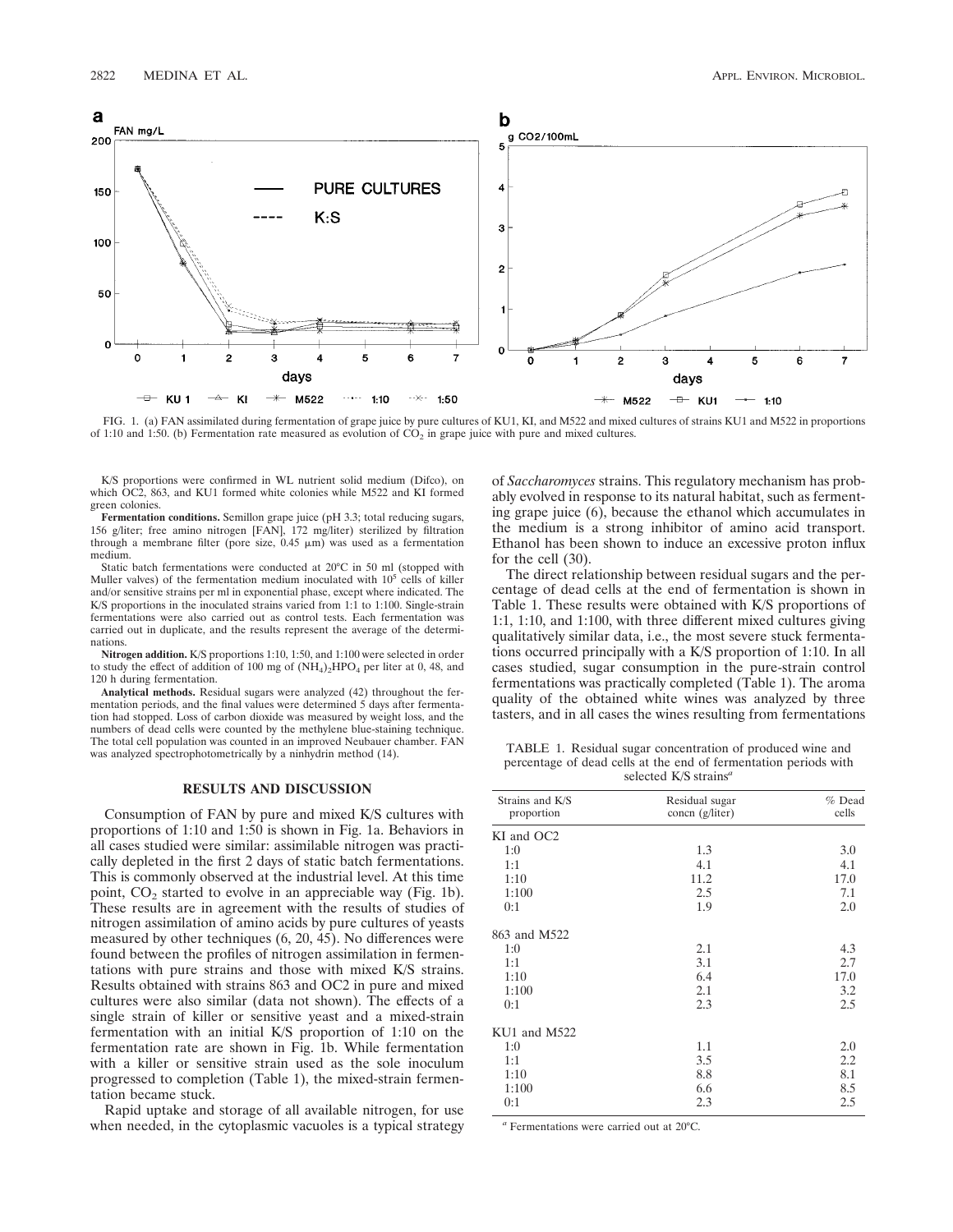FIG. 1. (a) FAN assimilated during fermentation of grape juice by pure cultures of KU1, KI, and M522 and mixed cultures of strains KU1 and M522 in proportions of 1:10 and 1:50. (b) Fermentation rate measured as evolution of $CO_2$ in grape juice with pure and mixed cultures.

K/S proportions were confirmed in WL nutrient solid medium (Difco), on which OC2, 863, and KU1 formed white colonies while M522 and KI formed green colonies.

**Fermentation conditions.** Semillon grape juice (pH 3.3; total reducing sugars, 156 g/liter; free amino nitrogen [FAN], 172 mg/liter) sterilized by filtration through a membrane filter (pore size, 0.45 μm) was used as a fermentation medium.

Static batch fermentations were conducted at 20°C in 50 ml (stopped with Muller valves) of the fermentation medium inoculated with $10^5$ cells of killer and/or sensitive strains per ml in exponential phase, except where indicated. The K/S proportions in the inoculated strains varied from 1:1 to 1:100. Single-strain fermentations were also carried out as control tests. Each fermentation was carried out in duplicate, and the results represent the average of the determinations.

**Nitrogen addition.** K/S proportions 1:10, 1:50, and 1:100 were selected in order to study the effect of addition of 100 mg of $(NH_4)_2HPO_4$ per liter at 0, 48, and 120 h during fermentation.

**Analytical methods.** Residual sugars were analyzed (42) throughout the fermentation periods, and the final values were determined 5 days after fermentation had stopped. Loss of carbon dioxide was measured by weight loss, and the numbers of dead cells were counted by the methylene blue-staining technique. The total cell population was counted in an improved Neubauer chamber. FAN was analyzed spectrophotometrically by a ninhydrin method (14).

## RESULTS AND DISCUSSION

Consumption of FAN by pure and mixed K/S cultures with proportions of 1:10 and 1:50 is shown in Fig. 1a. Behaviors in all cases studied were similar: assimilable nitrogen was practically depleted in the first 2 days of static batch fermentations. This is commonly observed at the industrial level. At this time point, $CO_2$ started to evolve in an appreciable way (Fig. 1b). These results are in agreement with the results of studies of nitrogen assimilation of amino acids by pure cultures of yeasts measured by other techniques (6, 20, 45). No differences were found between the profiles of nitrogen assimilation in fermentations with pure strains and those with mixed K/S strains. Results obtained with strains 863 and OC2 in pure and mixed cultures were also similar (data not shown). The effects of a single strain of killer or sensitive yeast and a mixed-strain fermentation with an initial K/S proportion of 1:10 on the fermentation rate are shown in Fig. 1b. While fermentation with a killer or sensitive strain used as the sole inoculum progressed to completion (Table 1), the mixed-strain fermentation became stuck.

Rapid uptake and storage of all available nitrogen, for use when needed, in the cytoplasmic vacuoles is a typical strategy of *Saccharomyces* strains. This regulatory mechanism has probably evolved in response to its natural habitat, such as fermenting grape juice (6), because the ethanol which accumulates in the medium is a strong inhibitor of amino acid transport. Ethanol has been shown to induce an excessive proton influx for the cell (30).

The direct relationship between residual sugars and the percentage of dead cells at the end of fermentation is shown in Table 1. These results were obtained with K/S proportions of 1:1, 1:10, and 1:100, with three different mixed cultures giving qualitatively similar data, i.e., the most severe stuck fermentations occurred principally with a K/S proportion of 1:10. In all cases studied, sugar consumption in the pure-strain control fermentations was practically completed (Table 1). The aroma quality of the obtained white wines was analyzed by three tasters, and in all cases the wines resulting from fermentations

TABLE 1. Residual sugar concentration of produced wine and percentage of dead cells at the end of fermentation periods with selected K/S strains[a]

| Strains and K/S proportion | Residual sugar concn (g/liter) | % Dead cells |
|---|---|---|
| KI and OC2 | | |
| 1:0 | 1.3 | 3.0 |
| 1:1 | 4.1 | 4.1 |
| 1:10 | 11.2 | 17.0 |
| 1:100 | 2.5 | 7.1 |
| 0:1 | 1.9 | 2.0 |
| 863 and M522 | | |
| 1:0 | 2.1 | 4.3 |
| 1:1 | 3.1 | 2.7 |
| 1:10 | 6.4 | 17.0 |
| 1:100 | 2.1 | 3.2 |
| 0:1 | 2.3 | 2.5 |
| KU1 and M522 | | |
| 1:0 | 1.1 | 2.0 |
| 1:1 | 3.5 | 2.2 |
| 1:10 | 8.8 | 8.1 |
| 1:100 | 6.6 | 8.5 |
| 0:1 | 2.3 | 2.5 |

[a] Fermentations were carried out at 20°C.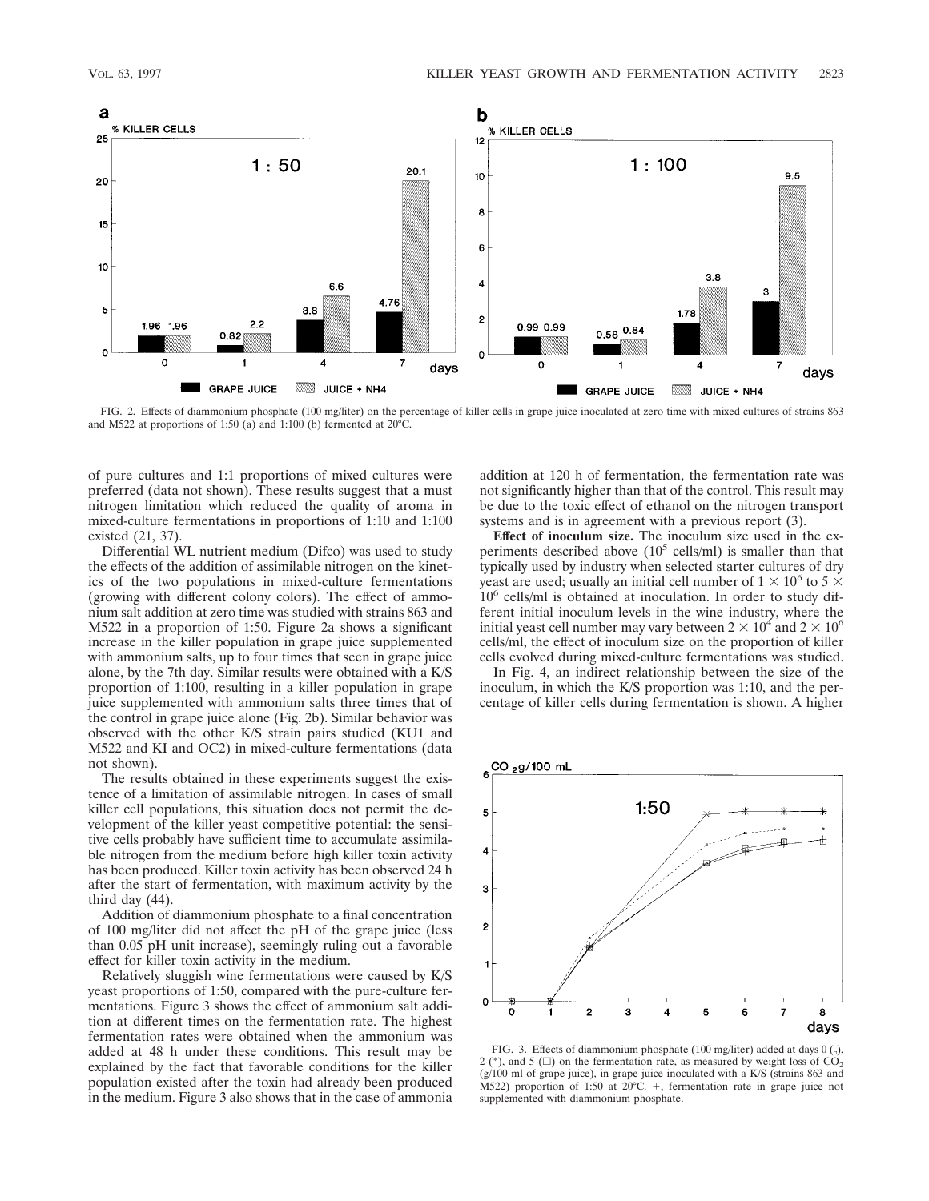FIG. 2. Effects of diammonium phosphate (100 mg/liter) on the percentage of killer cells in grape juice inoculated at zero time with mixed cultures of strains 863 and M522 at proportions of 1:50 (a) and 1:100 (b) fermented at 20°C.

of pure cultures and 1:1 proportions of mixed cultures were preferred (data not shown). These results suggest that a must nitrogen limitation which reduced the quality of aroma in mixed-culture fermentations in proportions of 1:10 and 1:100 existed (21, 37).

Differential WL nutrient medium (Difco) was used to study the effects of the addition of assimilable nitrogen on the kinetics of the two populations in mixed-culture fermentations (growing with different colony colors). The effect of ammonium salt addition at zero time was studied with strains 863 and M522 in a proportion of 1:50. Figure 2a shows a significant increase in the killer population in grape juice supplemented with ammonium salts, up to four times that seen in grape juice alone, by the 7th day. Similar results were obtained with a K/S proportion of 1:100, resulting in a killer population in grape juice supplemented with ammonium salts three times that of the control in grape juice alone (Fig. 2b). Similar behavior was observed with the other K/S strain pairs studied (KU1 and M522 and KI and OC2) in mixed-culture fermentations (data not shown).

The results obtained in these experiments suggest the existence of a limitation of assimilable nitrogen. In cases of small killer cell populations, this situation does not permit the development of the killer yeast competitive potential: the sensitive cells probably have sufficient time to accumulate assimilable nitrogen from the medium before high killer toxin activity has been produced. Killer toxin activity has been observed 24 h after the start of fermentation, with maximum activity by the third day (44).

Addition of diammonium phosphate to a final concentration of 100 mg/liter did not affect the pH of the grape juice (less than 0.05 pH unit increase), seemingly ruling out a favorable effect for killer toxin activity in the medium.

Relatively sluggish wine fermentations were caused by K/S yeast proportions of 1:50, compared with the pure-culture fermentations. Figure 3 shows the effect of ammonium salt addition at different times on the fermentation rate. The highest fermentation rates were obtained when the ammonium was added at 48 h under these conditions. This result may be explained by the fact that favorable conditions for the killer population existed after the toxin had already been produced in the medium. Figure 3 also shows that in the case of ammonia addition at 120 h of fermentation, the fermentation rate was not significantly higher than that of the control. This result may be due to the toxic effect of ethanol on the nitrogen transport systems and is in agreement with a previous report (3).

**Effect of inoculum size.** The inoculum size used in the experiments described above ($10^5$ cells/ml) is smaller than that typically used by industry when selected starter cultures of dry yeast are used; usually an initial cell number of $1 \times 10^6$ to $5 \times 10^6$ cells/ml is obtained at inoculation. In order to study different initial inoculum levels in the wine industry, where the initial yeast cell number may vary between $2 \times 10^4$ and $2 \times 10^6$ cells/ml, the effect of inoculum size on the proportion of killer cells evolved during mixed-culture fermentations was studied.

In Fig. 4, an indirect relationship between the size of the inoculum, in which the K/S proportion was 1:10, and the percentage of killer cells during fermentation is shown. A higher

FIG. 3. Effects of diammonium phosphate (100 mg/liter) added at days 0 (▫), 2 (*), and 5 (□) on the fermentation rate, as measured by weight loss of $CO_2$ (g/100 ml of grape juice), in grape juice inoculated with a K/S (strains 863 and M522) proportion of 1:50 at 20°C. +, fermentation rate in grape juice not supplemented with diammonium phosphate.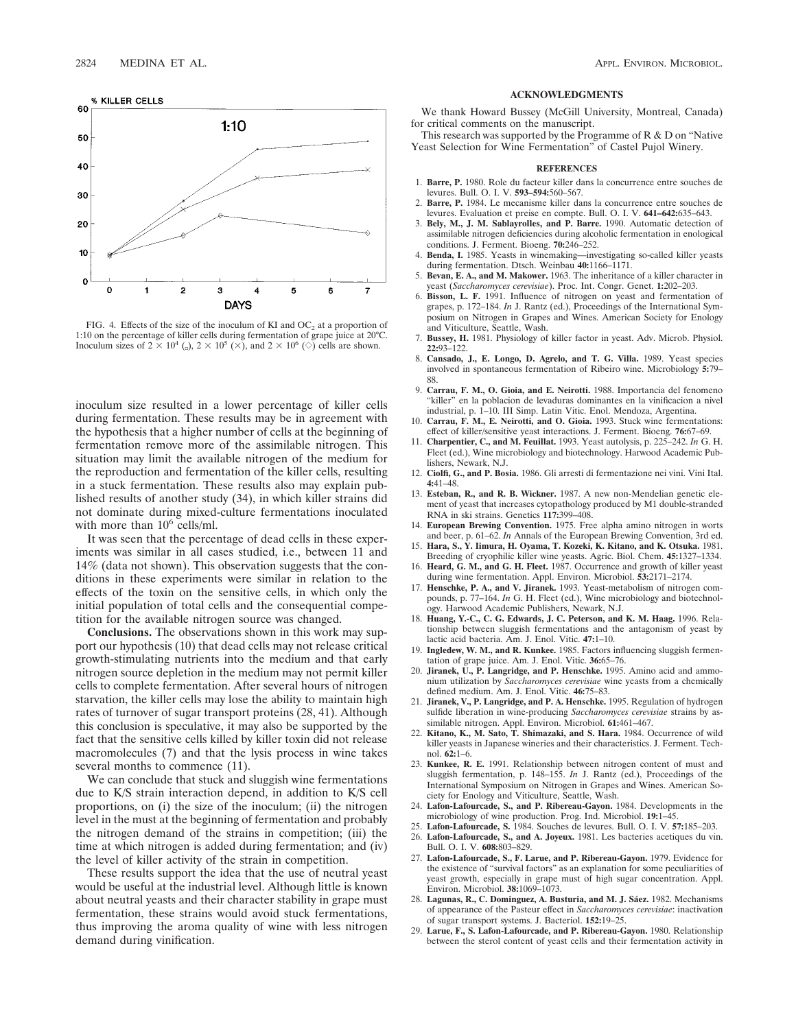FIG. 4. Effects of the size of the inoculum of KI and $OC_2$ at a proportion of 1:10 on the percentage of killer cells during fermentation of grape juice at 20°C. Inoculum sizes of $2 \times 10^4$ (▫), $2 \times 10^5$ (×), and $2 \times 10^6$ (◇) cells are shown.

inoculum size resulted in a lower percentage of killer cells during fermentation. These results may be in agreement with the hypothesis that a higher number of cells at the beginning of fermentation remove more of the assimilable nitrogen. This situation may limit the available nitrogen of the medium for the reproduction and fermentation of the killer cells, resulting in a stuck fermentation. These results also may explain published results of another study (34), in which killer strains did not dominate during mixed-culture fermentations inoculated with more than $10^6$ cells/ml.

It was seen that the percentage of dead cells in these experiments was similar in all cases studied, i.e., between 11 and 14% (data not shown). This observation suggests that the conditions in these experiments were similar in relation to the effects of the toxin on the sensitive cells, in which only the initial population of total cells and the consequential competition for the available nitrogen source was changed.

**Conclusions.** The observations shown in this work may support our hypothesis (10) that dead cells may not release critical growth-stimulating nutrients into the medium and that early nitrogen source depletion in the medium may not permit killer cells to complete fermentation. After several hours of nitrogen starvation, the killer cells may lose the ability to maintain high rates of turnover of sugar transport proteins (28, 41). Although this conclusion is speculative, it may also be supported by the fact that the sensitive cells killed by killer toxin did not release macromolecules (7) and that the lysis process in wine takes several months to commence (11).

We can conclude that stuck and sluggish wine fermentations due to K/S strain interaction depend, in addition to K/S cell proportions, on (i) the size of the inoculum; (ii) the nitrogen level in the must at the beginning of fermentation and probably the nitrogen demand of the strains in competition; (iii) the time at which nitrogen is added during fermentation; and (iv) the level of killer activity of the strain in competition.

These results support the idea that the use of neutral yeast would be useful at the industrial level. Although little is known about neutral yeasts and their character stability in grape must fermentation, these strains would avoid stuck fermentations, thus improving the aroma quality of wine with less nitrogen demand during vinification.

## ACKNOWLEDGMENTS

We thank Howard Bussey (McGill University, Montreal, Canada) for critical comments on the manuscript.

This research was supported by the Programme of R & D on "Native Yeast Selection for Wine Fermentation" of Castel Pujol Winery.

## REFERENCES

1. **Barre, P.** 1980. Role du facteur killer dans la concurrence entre souches de levures. Bull. O. I. V. **593–594:**560–567.
2. **Barre, P.** 1984. Le mecanisme killer dans la concurrence entre souches de levures. Evaluation et preise en compte. Bull. O. I. V. **641–642:**635–643.
3. **Bely, M., J. M. Sablayrolles, and P. Barre.** 1990. Automatic detection of assimilable nitrogen deficiencies during alcoholic fermentation in enological conditions. J. Ferment. Bioeng. **70:**246–252.
4. **Benda, I.** 1985. Yeasts in winemaking—investigating so-called killer yeasts during fermentation. Dtsch. Weinbau **40:**1166–1171.
5. **Bevan, E. A., and M. Makower.** 1963. The inheritance of a killer character in yeast (*Saccharomyces cerevisiae*). Proc. Int. Congr. Genet. **1:**202–203.
6. **Bisson, L. F.** 1991. Influence of nitrogen on yeast and fermentation of grapes, p. 172–184. *In* J. Rantz (ed.), Proceedings of the International Symposium on Nitrogen in Grapes and Wines. American Society for Enology and Viticulture, Seattle, Wash.
7. **Bussey, H.** 1981. Physiology of killer factor in yeast. Adv. Microb. Physiol. **22:**93–122.
8. **Cansado, J., E. Longo, D. Agrelo, and T. G. Villa.** 1989. Yeast species involved in spontaneous fermentation of Ribeiro wine. Microbiology **5:**79–88.
9. **Carrau, F. M., O. Gioia, and E. Neirotti.** 1988. Importancia del fenomeno "killer" en la poblacion de levaduras dominantes en la vinificacion a nivel industrial, p. 1–10. III Simp. Latin Vitic. Enol. Mendoza, Argentina.
10. **Carrau, F. M., E. Neirotti, and O. Gioia.** 1993. Stuck wine fermentations: effect of killer/sensitive yeast interactions. J. Ferment. Bioeng. **76:**67–69.
11. **Charpentier, C., and M. Feuillat.** 1993. Yeast autolysis, p. 225–242. *In* G. H. Fleet (ed.), Wine microbiology and biotechnology. Harwood Academic Publishers, Newark, N.J.
12. **Ciolfi, G., and P. Bosia.** 1986. Gli arresti di fermentazione nei vini. Vini Ital. **4:**41–48.
13. **Esteban, R., and R. B. Wickner.** 1987. A new non-Mendelian genetic element of yeast that increases cytopathology produced by M1 double-stranded RNA in ski strains. Genetics **117:**399–408.
14. **European Brewing Convention.** 1975. Free alpha amino nitrogen in worts and beer, p. 61–62. *In* Annals of the European Brewing Convention, 3rd ed.
15. **Hara, S., Y. Iimura, H. Oyama, T. Kozeki, K. Kitano, and K. Otsuka.** 1981. Breeding of cryophilic killer wine yeasts. Agric. Biol. Chem. **45:**1327–1334.
16. **Heard, G. M., and G. H. Fleet.** 1987. Occurrence and growth of killer yeast during wine fermentation. Appl. Environ. Microbiol. **53:**2171–2174.
17. **Henschke, P. A., and V. Jiranek.** 1993. Yeast-metabolism of nitrogen compounds, p. 77–164. *In* G. H. Fleet (ed.), Wine microbiology and biotechnology. Harwood Academic Publishers, Newark, N.J.
18. **Huang, Y.-C., C. G. Edwards, J. C. Peterson, and K. M. Haag.** 1996. Relationship between sluggish fermentations and the antagonism of yeast by lactic acid bacteria. Am. J. Enol. Vitic. **47:**1–10.
19. **Ingledew, W. M., and R. Kunkee.** 1985. Factors influencing sluggish fermentation of grape juice. Am. J. Enol. Vitic. **36:**65–76.
20. **Jiranek, U., P. Langridge, and P. Henschke.** 1995. Amino acid and ammonium utilization by *Saccharomyces cerevisiae* wine yeasts from a chemically defined medium. Am. J. Enol. Vitic. **46:**75–83.
21. **Jiranek, V., P. Langridge, and P. A. Henschke.** 1995. Regulation of hydrogen sulfide liberation in wine-producing *Saccharomyces cerevisiae* strains by assimilable nitrogen. Appl. Environ. Microbiol. **61:**461–467.
22. **Kitano, K., M. Sato, T. Shimazaki, and S. Hara.** 1984. Occurrence of wild killer yeasts in Japanese wineries and their characteristics. J. Ferment. Technol. **62:**1–6.
23. **Kunkee, R. E.** 1991. Relationship between nitrogen content of must and sluggish fermentation, p. 148–155. *In* J. Rantz (ed.), Proceedings of the International Symposium on Nitrogen in Grapes and Wines. American Society for Enology and Viticulture, Seattle, Wash.
24. **Lafon-Lafourcade, S., and P. Ribereau-Gayon.** 1984. Developments in the microbiology of wine production. Prog. Ind. Microbiol. **19:**1–45.
25. **Lafon-Lafourcade, S.** 1984. Souches de levures. Bull. O. I. V. **57:**185–203.
26. **Lafon-Lafourcade, S., and A. Joyeux.** 1981. Les bacteries acetiques du vin. Bull. O. I. V. **608:**803–829.
27. **Lafon-Lafourcade, S., F. Larue, and P. Ribereau-Gayon.** 1979. Evidence for the existence of "survival factors" as an explanation for some peculiarities of yeast growth, especially in grape must of high sugar concentration. Appl. Environ. Microbiol. **38:**1069–1073.
28. **Lagunas, R., C. Dominguez, A. Busturia, and M. J. Sáez.** 1982. Mechanisms of appearance of the Pasteur effect in *Saccharomyces cerevisiae*: inactivation of sugar transport systems. J. Bacteriol. **152:**19–25.
29. **Larue, F., S. Lafon-Lafourcade, and P. Ribereau-Gayon.** 1980. Relationship between the sterol content of yeast cells and their fermentation activity in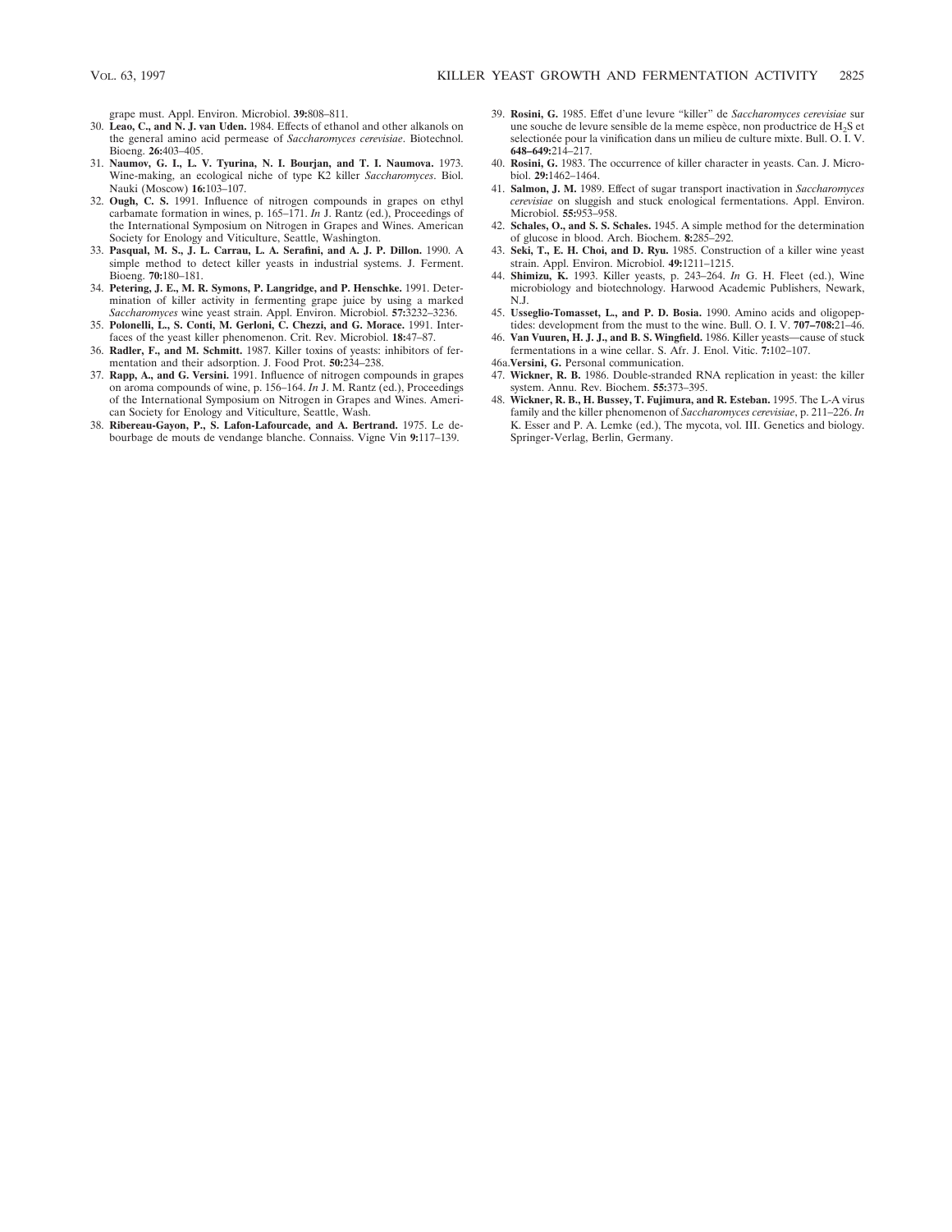grape must. Appl. Environ. Microbiol. **39:**808–811.

30. **Leao, C., and N. J. van Uden.** 1984. Effects of ethanol and other alkanols on the general amino acid permease of *Saccharomyces cerevisiae*. Biotechnol. Bioeng. **26:**403–405.
31. **Naumov, G. I., L. V. Tyurina, N. I. Bourjan, and T. I. Naumova.** 1973. Wine-making, an ecological niche of type K2 killer *Saccharomyces*. Biol. Nauki (Moscow) **16:**103–107.
32. **Ough, C. S.** 1991. Influence of nitrogen compounds in grapes on ethyl carbamate formation in wines, p. 165–171. *In* J. Rantz (ed.), Proceedings of the International Symposium on Nitrogen in Grapes and Wines. American Society for Enology and Viticulture, Seattle, Washington.
33. **Pasqual, M. S., J. L. Carrau, L. A. Serafini, and A. J. P. Dillon.** 1990. A simple method to detect killer yeasts in industrial systems. J. Ferment. Bioeng. **70:**180–181.
34. **Petering, J. E., M. R. Symons, P. Langridge, and P. Henschke.** 1991. Determination of killer activity in fermenting grape juice by using a marked *Saccharomyces* wine yeast strain. Appl. Environ. Microbiol. **57:**3232–3236.
35. **Polonelli, L., S. Conti, M. Gerloni, C. Chezzi, and G. Morace.** 1991. Interfaces of the yeast killer phenomenon. Crit. Rev. Microbiol. **18:**47–87.
36. **Radler, F., and M. Schmitt.** 1987. Killer toxins of yeasts: inhibitors of fermentation and their adsorption. J. Food Prot. **50:**234–238.
37. **Rapp, A., and G. Versini.** 1991. Influence of nitrogen compounds in grapes on aroma compounds of wine, p. 156–164. *In* J. M. Rantz (ed.), Proceedings of the International Symposium on Nitrogen in Grapes and Wines. American Society for Enology and Viticulture, Seattle, Wash.
38. **Ribereau-Gayon, P., S. Lafon-Lafourcade, and A. Bertrand.** 1975. Le debourbage de mouts de vendange blanche. Connaiss. Vigne Vin **9:**117–139.
39. **Rosini, G.** 1985. Effet d'une levure "killer" de *Saccharomyces cerevisiae* sur une souche de levure sensible de la meme espèce, non productrice de $H_2S$ et selectionée pour la vinification dans un milieu de culture mixte. Bull. O. I. V. **648–649:**214–217.
40. **Rosini, G.** 1983. The occurrence of killer character in yeasts. Can. J. Microbiol. **29:**1462–1464.
41. **Salmon, J. M.** 1989. Effect of sugar transport inactivation in *Saccharomyces cerevisiae* on sluggish and stuck enological fermentations. Appl. Environ. Microbiol. **55:**953–958.
42. **Schales, O., and S. S. Schales.** 1945. A simple method for the determination of glucose in blood. Arch. Biochem. **8:**285–292.
43. **Seki, T., E. H. Choi, and D. Ryu.** 1985. Construction of a killer wine yeast strain. Appl. Environ. Microbiol. **49:**1211–1215.
44. **Shimizu, K.** 1993. Killer yeasts, p. 243–264. *In* G. H. Fleet (ed.), Wine microbiology and biotechnology. Harwood Academic Publishers, Newark, N.J.
45. **Usseglio-Tomasset, L., and P. D. Bosia.** 1990. Amino acids and oligopeptides: development from the must to the wine. Bull. O. I. V. **707–708:**21–46.
46. **Van Vuuren, H. J. J., and B. S. Wingfield.** 1986. Killer yeasts—cause of stuck fermentations in a wine cellar. S. Afr. J. Enol. Vitic. **7:**102–107.

46a. **Versini, G.** Personal communication.

47. **Wickner, R. B.** 1986. Double-stranded RNA replication in yeast: the killer system. Annu. Rev. Biochem. **55:**373–395.
48. **Wickner, R. B., H. Bussey, T. Fujimura, and R. Esteban.** 1995. The L-A virus family and the killer phenomenon of *Saccharomyces cerevisiae*, p. 211–226. *In* K. Esser and P. A. Lemke (ed.), The mycota, vol. III. Genetics and biology. Springer-Verlag, Berlin, Germany.